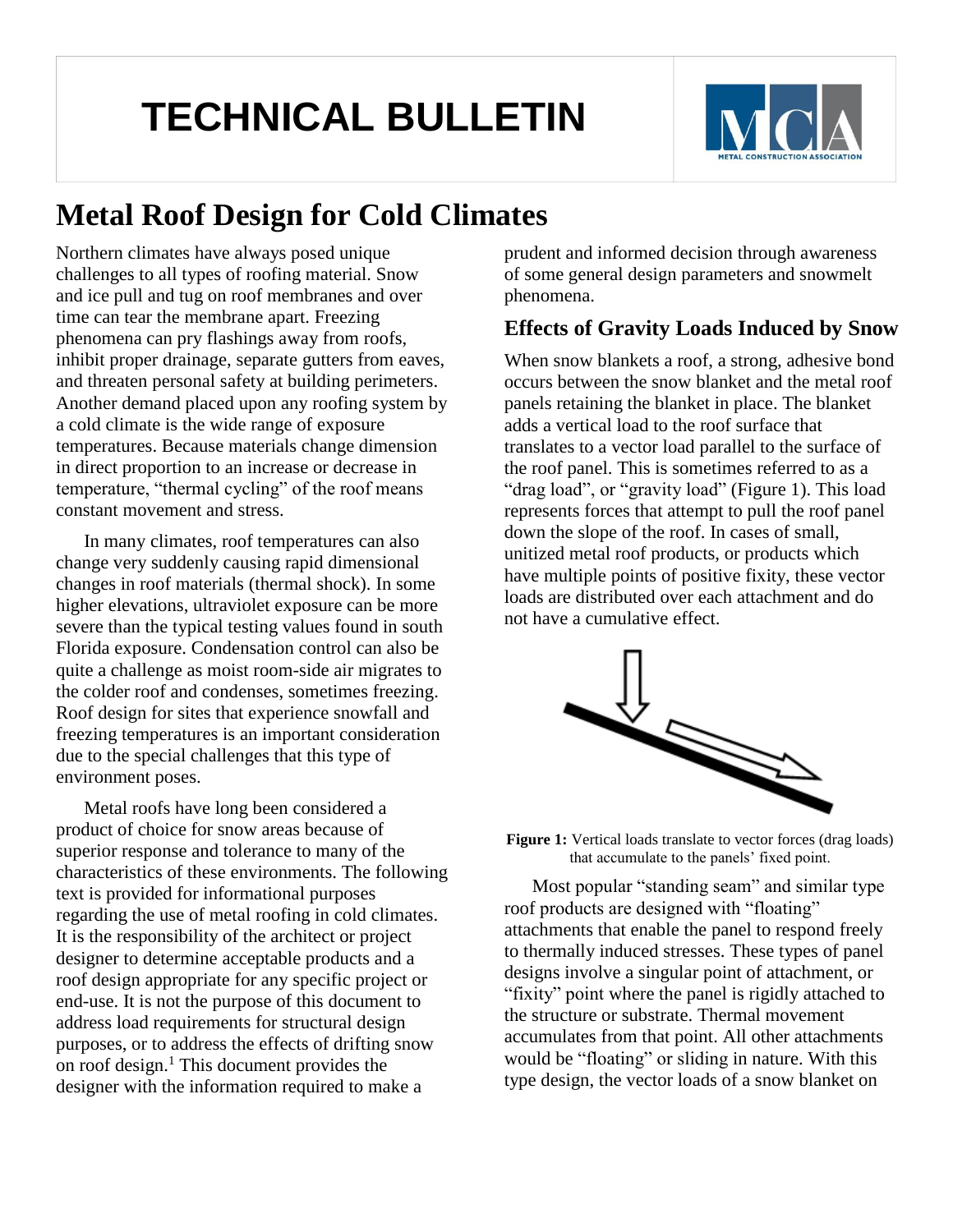# TECHNICAL BULLETIN

## Metal Roof Design for Cold Climates

Northern climates have always posed unique challenges to all types of roofing material. Snow and ice pull and tug on roof membranes and over time can tear the membrane apart. Freezing phenomena can pry flashings away from roofs, inhibit proper drainage, separate gutters from eaves, and threaten personal safety at building perimeters. Another demand placed upon any roofing system by a cold climate is the wide range of exposure temperatures. Because materials change dimension in direct proportion to an increase or decrease in temperature, "thermal cycling" of the roof means constant movement and stress.

In many climates, roof temperatures can also change very suddenly causing rapid dimensional changes in roof materials (thermal shock). In some higher elevations, ultraviolet exposure can be more severe than the typical testing values found in south Florida exposure. Condensation control can also be quite a challenge as moist room-side air migrates to the colder roof and condenses, sometimes freezing. Roof design for sites that experience snowfall and freezing temperatures is an important consideration due to the special challenges that this type of environment poses.

Metal roofs have long been considered a product of choice for snow areas because of superior response and tolerance to many of the characteristics of these environments. The following text is provided for informational purposes regarding the use of metal roofing in cold climates. It is the responsibility of the architect or project designer to determine acceptable products and a roof design appropriate for any specific project or end-use. It is not the purpose of this document to address load requirements for structural design purposes, or to address the effects of drifting snow on roof design.[1] This document provides the designer with the information required to make a prudent and informed decision through awareness of some general design parameters and snowmelt phenomena.

### Effects of Gravity Loads Induced by Snow

When snow blankets a roof, a strong, adhesive bond occurs between the snow blanket and the metal roof panels retaining the blanket in place. The blanket adds a vertical load to the roof surface that translates to a vector load parallel to the surface of the roof panel. This is sometimes referred to as a "drag load", or "gravity load" (Figure 1). This load represents forces that attempt to pull the roof panel down the slope of the roof. In cases of small, unitized metal roof products, or products which have multiple points of positive fixity, these vector loads are distributed over each attachment and do not have a cumulative effect.

**Figure 1:** Vertical loads translate to vector forces (drag loads) that accumulate to the panels' fixed point.

Most popular "standing seam" and similar type roof products are designed with "floating" attachments that enable the panel to respond freely to thermally induced stresses. These types of panel designs involve a singular point of attachment, or "fixity" point where the panel is rigidly attached to the structure or substrate. Thermal movement accumulates from that point. All other attachments would be "floating" or sliding in nature. With this type design, the vector loads of a snow blanket on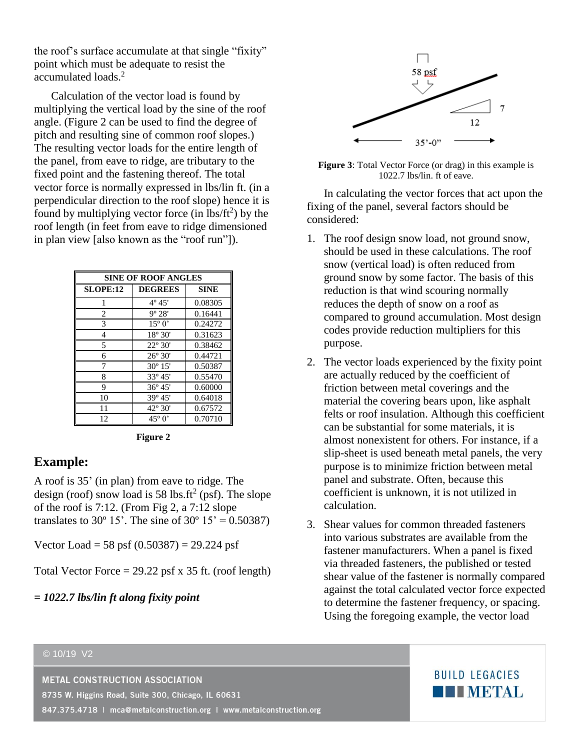the roof's surface accumulate at that single "fixity" point which must be adequate to resist the accumulated loads.[2]

Calculation of the vector load is found by multiplying the vertical load by the sine of the roof angle. (Figure 2 can be used to find the degree of pitch and resulting sine of common roof slopes.) The resulting vector loads for the entire length of the panel, from eave to ridge, are tributary to the fixed point and the fastening thereof. The total vector force is normally expressed in lbs/lin ft. (in a perpendicular direction to the roof slope) hence it is found by multiplying vector force (in lbs/ft$^2$) by the roof length (in feet from eave to ridge dimensioned in plan view [also known as the "roof run"]).

| SINE OF ROOF ANGLES | | |
|---|---|---|
| SLOPE:12 | DEGREES | SINE |
| 1 | 4º 45' | 0.08305 |
| 2 | 9º 28' | 0.16441 |
| 3 | 15º 0' | 0.24272 |
| 4 | 18º 30' | 0.31623 |
| 5 | 22º 30' | 0.38462 |
| 6 | 26º 30' | 0.44721 |
| 7 | 30º 15' | 0.50387 |
| 8 | 33º 45' | 0.55470 |
| 9 | 36º 45' | 0.60000 |
| 10 | 39º 45' | 0.64018 |
| 11 | 42º 30' | 0.67572 |
| 12 | 45º 0' | 0.70710 |

**Figure 2**

## Example:

A roof is 35' (in plan) from eave to ridge. The design (roof) snow load is 58 lbs.ft$^2$ (psf). The slope of the roof is 7:12. (From Fig 2, a 7:12 slope translates to 30º 15'. The sine of 30º 15' = 0.50387)

Vector Load = 58 psf (0.50387) = 29.224 psf

Total Vector Force = 29.22 psf x 35 ft. (roof length)

***= 1022.7 lbs/lin ft along fixity point***

58 psf

7

12

35'-0"

**Figure 3**: Total Vector Force (or drag) in this example is 1022.7 lbs/lin. ft of eave.

In calculating the vector forces that act upon the fixing of the panel, several factors should be considered:

1. The roof design snow load, not ground snow, should be used in these calculations. The roof snow (vertical load) is often reduced from ground snow by some factor. The basis of this reduction is that wind scouring normally reduces the depth of snow on a roof as compared to ground accumulation. Most design codes provide reduction multipliers for this purpose.
2. The vector loads experienced by the fixity point are actually reduced by the coefficient of friction between metal coverings and the material the covering bears upon, like asphalt felts or roof insulation. Although this coefficient can be substantial for some materials, it is almost nonexistent for others. For instance, if a slip-sheet is used beneath metal panels, the very purpose is to minimize friction between metal panel and substrate. Often, because this coefficient is unknown, it is not utilized in calculation.
3. Shear values for common threaded fasteners into various substrates are available from the fastener manufacturers. When a panel is fixed via threaded fasteners, the published or tested shear value of the fastener is normally compared against the total calculated vector force expected to determine the fastener frequency, or spacing. Using the foregoing example, the vector load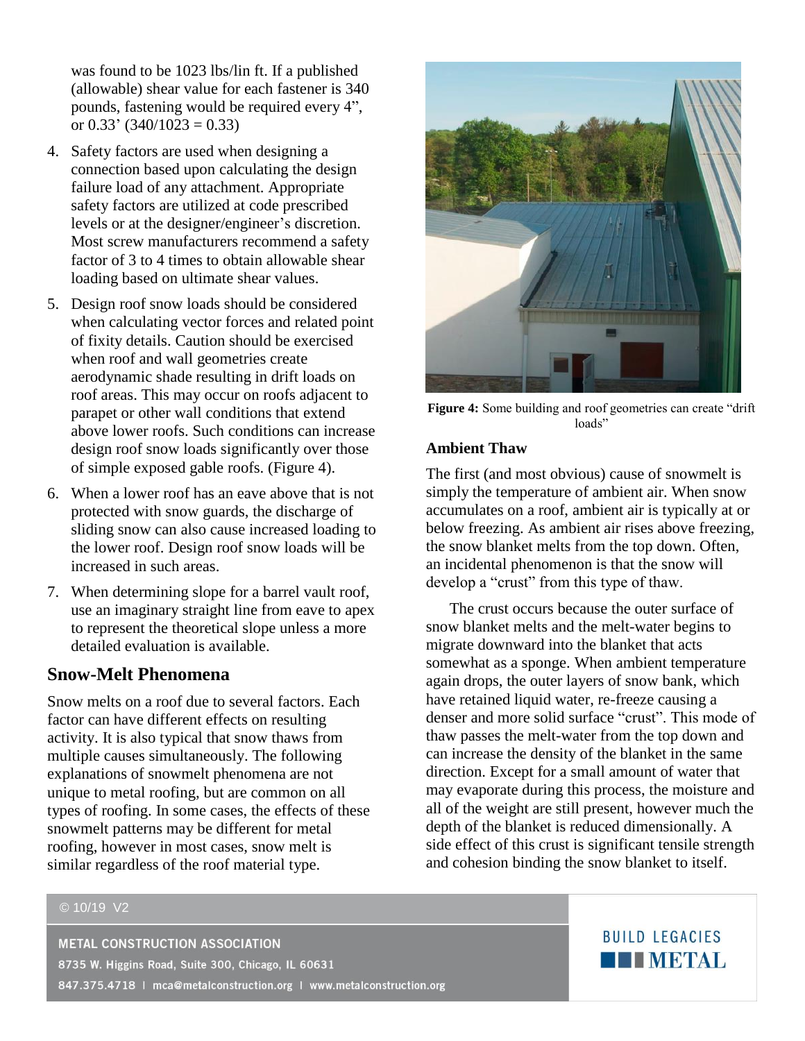was found to be 1023 lbs/lin ft. If a published (allowable) shear value for each fastener is 340 pounds, fastening would be required every 4”, or 0.33’ (340/1023 = 0.33)

4. Safety factors are used when designing a connection based upon calculating the design failure load of any attachment. Appropriate safety factors are utilized at code prescribed levels or at the designer/engineer’s discretion. Most screw manufacturers recommend a safety factor of 3 to 4 times to obtain allowable shear loading based on ultimate shear values.

5. Design roof snow loads should be considered when calculating vector forces and related point of fixity details. Caution should be exercised when roof and wall geometries create aerodynamic shade resulting in drift loads on roof areas. This may occur on roofs adjacent to parapet or other wall conditions that extend above lower roofs. Such conditions can increase design roof snow loads significantly over those of simple exposed gable roofs. (Figure 4).

6. When a lower roof has an eave above that is not protected with snow guards, the discharge of sliding snow can also cause increased loading to the lower roof. Design roof snow loads will be increased in such areas.

7. When determining slope for a barrel vault roof, use an imaginary straight line from eave to apex to represent the theoretical slope unless a more detailed evaluation is available.

## Snow-Melt Phenomena

Snow melts on a roof due to several factors. Each factor can have different effects on resulting activity. It is also typical that snow thaws from multiple causes simultaneously. The following explanations of snowmelt phenomena are not unique to metal roofing, but are common on all types of roofing. In some cases, the effects of these snowmelt patterns may be different for metal roofing, however in most cases, snow melt is similar regardless of the roof material type.

**Figure 4:** Some building and roof geometries can create “drift loads”

### Ambient Thaw

The first (and most obvious) cause of snowmelt is simply the temperature of ambient air. When snow accumulates on a roof, ambient air is typically at or below freezing. As ambient air rises above freezing, the snow blanket melts from the top down. Often, an incidental phenomenon is that the snow will develop a “crust” from this type of thaw.

The crust occurs because the outer surface of snow blanket melts and the melt-water begins to migrate downward into the blanket that acts somewhat as a sponge. When ambient temperature again drops, the outer layers of snow bank, which have retained liquid water, re-freeze causing a denser and more solid surface “crust”. This mode of thaw passes the melt-water from the top down and can increase the density of the blanket in the same direction. Except for a small amount of water that may evaporate during this process, the moisture and all of the weight are still present, however much the depth of the blanket is reduced dimensionally. A side effect of this crust is significant tensile strength and cohesion binding the snow blanket to itself.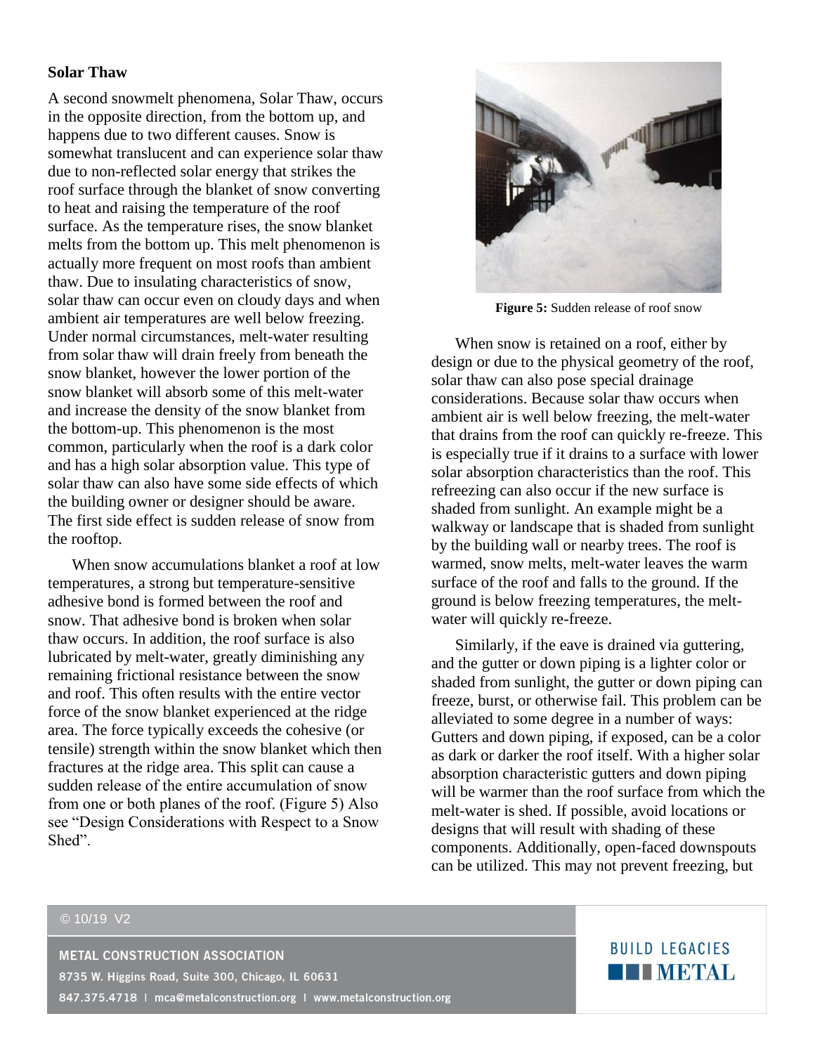### Solar Thaw

A second snowmelt phenomena, Solar Thaw, occurs in the opposite direction, from the bottom up, and happens due to two different causes. Snow is somewhat translucent and can experience solar thaw due to non-reflected solar energy that strikes the roof surface through the blanket of snow converting to heat and raising the temperature of the roof surface. As the temperature rises, the snow blanket melts from the bottom up. This melt phenomenon is actually more frequent on most roofs than ambient thaw. Due to insulating characteristics of snow, solar thaw can occur even on cloudy days and when ambient air temperatures are well below freezing. Under normal circumstances, melt-water resulting from solar thaw will drain freely from beneath the snow blanket, however the lower portion of the snow blanket will absorb some of this melt-water and increase the density of the snow blanket from the bottom-up. This phenomenon is the most common, particularly when the roof is a dark color and has a high solar absorption value. This type of solar thaw can also have some side effects of which the building owner or designer should be aware. The first side effect is sudden release of snow from the rooftop.

When snow accumulations blanket a roof at low temperatures, a strong but temperature-sensitive adhesive bond is formed between the roof and snow. That adhesive bond is broken when solar thaw occurs. In addition, the roof surface is also lubricated by melt-water, greatly diminishing any remaining frictional resistance between the snow and roof. This often results with the entire vector force of the snow blanket experienced at the ridge area. The force typically exceeds the cohesive (or tensile) strength within the snow blanket which then fractures at the ridge area. This split can cause a sudden release of the entire accumulation of snow from one or both planes of the roof. (Figure 5) Also see "Design Considerations with Respect to a Snow Shed".

**Figure 5:** Sudden release of roof snow

When snow is retained on a roof, either by design or due to the physical geometry of the roof, solar thaw can also pose special drainage considerations. Because solar thaw occurs when ambient air is well below freezing, the melt-water that drains from the roof can quickly re-freeze. This is especially true if it drains to a surface with lower solar absorption characteristics than the roof. This refreezing can also occur if the new surface is shaded from sunlight. An example might be a walkway or landscape that is shaded from sunlight by the building wall or nearby trees. The roof is warmed, snow melts, melt-water leaves the warm surface of the roof and falls to the ground. If the ground is below freezing temperatures, the melt-water will quickly re-freeze.

Similarly, if the eave is drained via guttering, and the gutter or down piping is a lighter color or shaded from sunlight, the gutter or down piping can freeze, burst, or otherwise fail. This problem can be alleviated to some degree in a number of ways: Gutters and down piping, if exposed, can be a color as dark or darker the roof itself. With a higher solar absorption characteristic gutters and down piping will be warmer than the roof surface from which the melt-water is shed. If possible, avoid locations or designs that will result with shading of these components. Additionally, open-faced downspouts can be utilized. This may not prevent freezing, but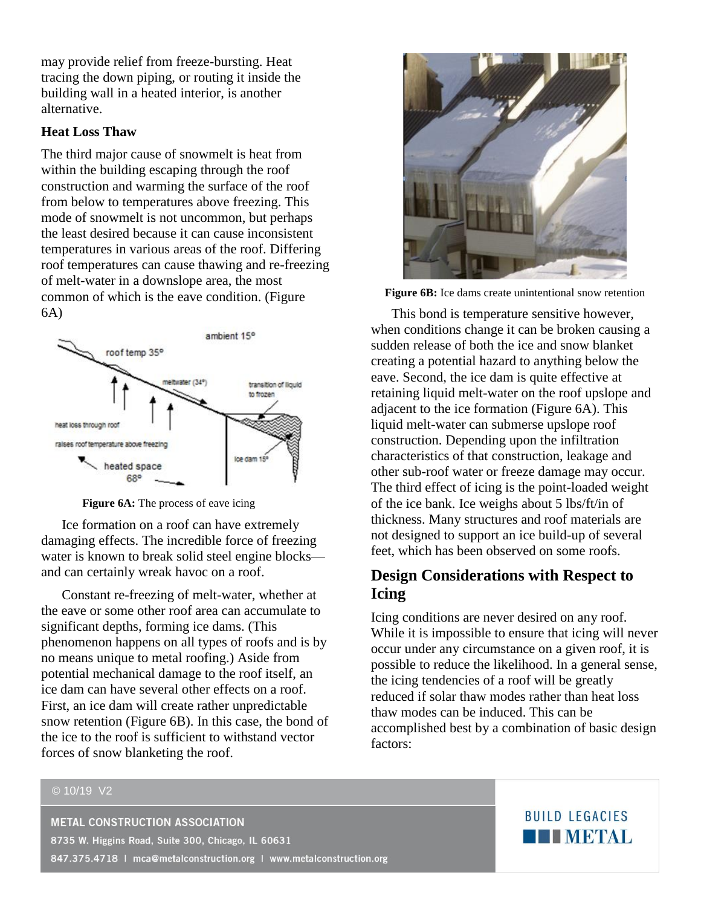may provide relief from freeze-bursting. Heat tracing the down piping, or routing it inside the building wall in a heated interior, is another alternative.

### Heat Loss Thaw

The third major cause of snowmelt is heat from within the building escaping through the roof construction and warming the surface of the roof from below to temperatures above freezing. This mode of snowmelt is not uncommon, but perhaps the least desired because it can cause inconsistent temperatures in various areas of the roof. Differing roof temperatures can cause thawing and re-freezing of melt-water in a downslope area, the most common of which is the eave condition. (Figure 6A)

**Figure 6A:** The process of eave icing

Ice formation on a roof can have extremely damaging effects. The incredible force of freezing water is known to break solid steel engine blocks—and can certainly wreak havoc on a roof.

Constant re-freezing of melt-water, whether at the eave or some other roof area can accumulate to significant depths, forming ice dams. (This phenomenon happens on all types of roofs and is by no means unique to metal roofing.) Aside from potential mechanical damage to the roof itself, an ice dam can have several other effects on a roof. First, an ice dam will create rather unpredictable snow retention (Figure 6B). In this case, the bond of the ice to the roof is sufficient to withstand vector forces of snow blanketing the roof.

**Figure 6B:** Ice dams create unintentional snow retention

This bond is temperature sensitive however, when conditions change it can be broken causing a sudden release of both the ice and snow blanket creating a potential hazard to anything below the eave. Second, the ice dam is quite effective at retaining liquid melt-water on the roof upslope and adjacent to the ice formation (Figure 6A). This liquid melt-water can submerse upslope roof construction. Depending upon the infiltration characteristics of that construction, leakage and other sub-roof water or freeze damage may occur. The third effect of icing is the point-loaded weight of the ice bank. Ice weighs about 5 lbs/ft/in of thickness. Many structures and roof materials are not designed to support an ice build-up of several feet, which has been observed on some roofs.

## Design Considerations with Respect to Icing

Icing conditions are never desired on any roof. While it is impossible to ensure that icing will never occur under any circumstance on a given roof, it is possible to reduce the likelihood. In a general sense, the icing tendencies of a roof will be greatly reduced if solar thaw modes rather than heat loss thaw modes can be induced. This can be accomplished best by a combination of basic design factors: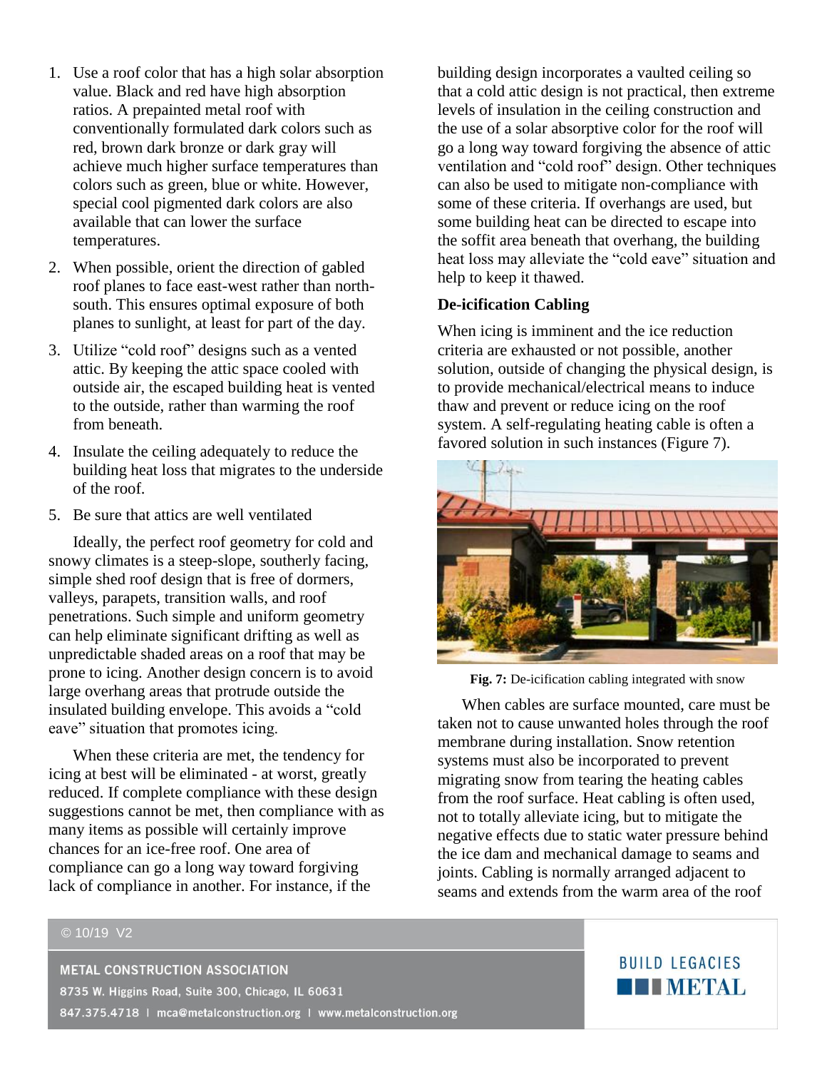1. Use a roof color that has a high solar absorption value. Black and red have high absorption ratios. A prepainted metal roof with conventionally formulated dark colors such as red, brown dark bronze or dark gray will achieve much higher surface temperatures than colors such as green, blue or white. However, special cool pigmented dark colors are also available that can lower the surface temperatures.
2. When possible, orient the direction of gabled roof planes to face east-west rather than north-south. This ensures optimal exposure of both planes to sunlight, at least for part of the day.
3. Utilize "cold roof" designs such as a vented attic. By keeping the attic space cooled with outside air, the escaped building heat is vented to the outside, rather than warming the roof from beneath.
4. Insulate the ceiling adequately to reduce the building heat loss that migrates to the underside of the roof.
5. Be sure that attics are well ventilated

Ideally, the perfect roof geometry for cold and snowy climates is a steep-slope, southerly facing, simple shed roof design that is free of dormers, valleys, parapets, transition walls, and roof penetrations. Such simple and uniform geometry can help eliminate significant drifting as well as unpredictable shaded areas on a roof that may be prone to icing. Another design concern is to avoid large overhang areas that protrude outside the insulated building envelope. This avoids a "cold eave" situation that promotes icing.

When these criteria are met, the tendency for icing at best will be eliminated - at worst, greatly reduced. If complete compliance with these design suggestions cannot be met, then compliance with as many items as possible will certainly improve chances for an ice-free roof. One area of compliance can go a long way toward forgiving lack of compliance in another. For instance, if the building design incorporates a vaulted ceiling so that a cold attic design is not practical, then extreme levels of insulation in the ceiling construction and the use of a solar absorptive color for the roof will go a long way toward forgiving the absence of attic ventilation and "cold roof" design. Other techniques can also be used to mitigate non-compliance with some of these criteria. If overhangs are used, but some building heat can be directed to escape into the soffit area beneath that overhang, the building heat loss may alleviate the "cold eave" situation and help to keep it thawed.

### De-icification Cabling

When icing is imminent and the ice reduction criteria are exhausted or not possible, another solution, outside of changing the physical design, is to provide mechanical/electrical means to induce thaw and prevent or reduce icing on the roof system. A self-regulating heating cable is often a favored solution in such instances (Figure 7).

**Fig. 7:** De-icification cabling integrated with snow

When cables are surface mounted, care must be taken not to cause unwanted holes through the roof membrane during installation. Snow retention systems must also be incorporated to prevent migrating snow from tearing the heating cables from the roof surface. Heat cabling is often used, not to totally alleviate icing, but to mitigate the negative effects due to static water pressure behind the ice dam and mechanical damage to seams and joints. Cabling is normally arranged adjacent to seams and extends from the warm area of the roof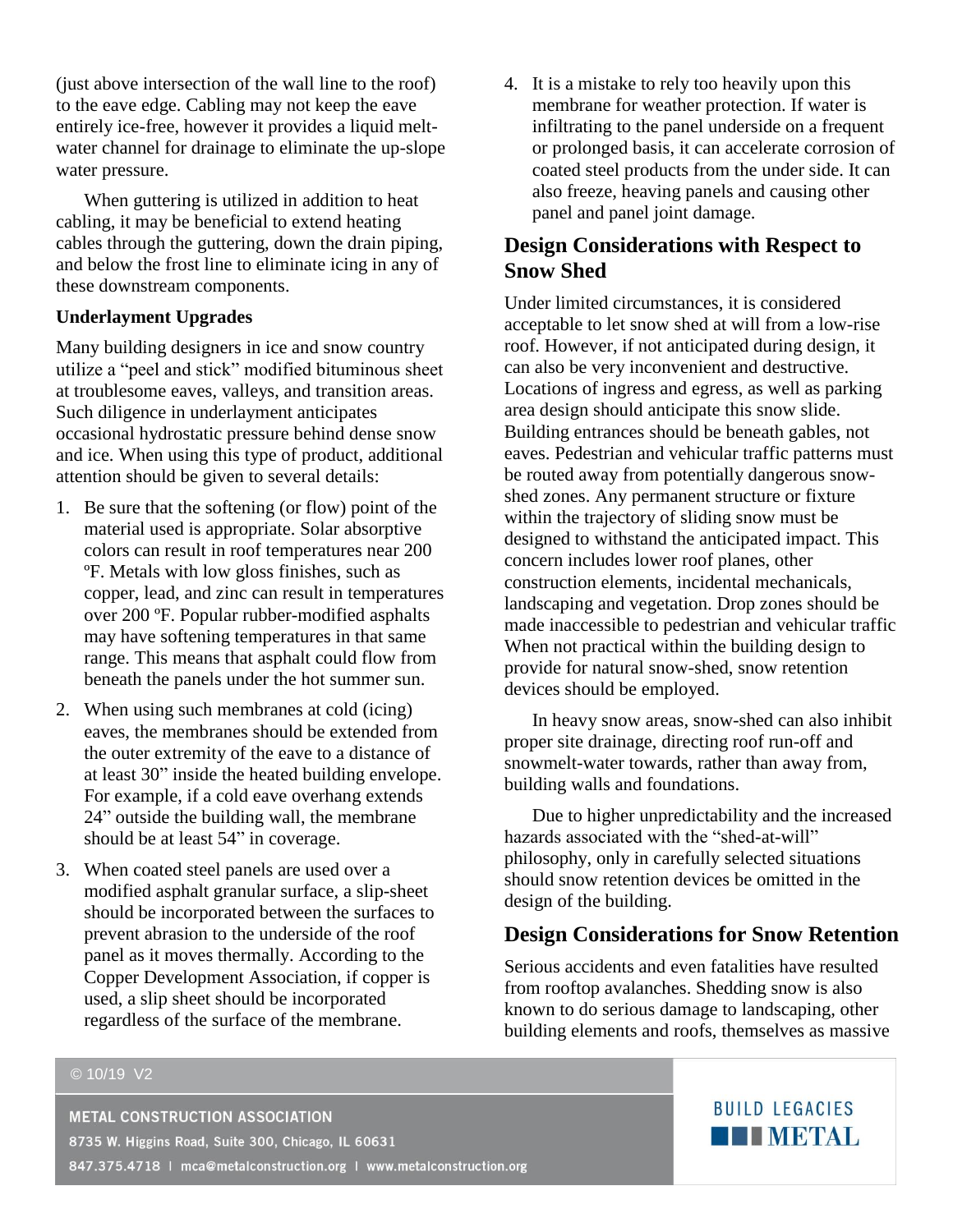(just above intersection of the wall line to the roof) to the eave edge. Cabling may not keep the eave entirely ice-free, however it provides a liquid melt-water channel for drainage to eliminate the up-slope water pressure.

When guttering is utilized in addition to heat cabling, it may be beneficial to extend heating cables through the guttering, down the drain piping, and below the frost line to eliminate icing in any of these downstream components.

**Underlayment Upgrades**

Many building designers in ice and snow country utilize a "peel and stick" modified bituminous sheet at troublesome eaves, valleys, and transition areas. Such diligence in underlayment anticipates occasional hydrostatic pressure behind dense snow and ice. When using this type of product, additional attention should be given to several details:

1. Be sure that the softening (or flow) point of the material used is appropriate. Solar absorptive colors can result in roof temperatures near 200 ºF. Metals with low gloss finishes, such as copper, lead, and zinc can result in temperatures over 200 ºF. Popular rubber-modified asphalts may have softening temperatures in that same range. This means that asphalt could flow from beneath the panels under the hot summer sun.
2. When using such membranes at cold (icing) eaves, the membranes should be extended from the outer extremity of the eave to a distance of at least 30" inside the heated building envelope. For example, if a cold eave overhang extends 24" outside the building wall, the membrane should be at least 54" in coverage.
3. When coated steel panels are used over a modified asphalt granular surface, a slip-sheet should be incorporated between the surfaces to prevent abrasion to the underside of the roof panel as it moves thermally. According to the Copper Development Association, if copper is used, a slip sheet should be incorporated regardless of the surface of the membrane.
4. It is a mistake to rely too heavily upon this membrane for weather protection. If water is infiltrating to the panel underside on a frequent or prolonged basis, it can accelerate corrosion of coated steel products from the under side. It can also freeze, heaving panels and causing other panel and panel joint damage.

## Design Considerations with Respect to Snow Shed

Under limited circumstances, it is considered acceptable to let snow shed at will from a low-rise roof. However, if not anticipated during design, it can also be very inconvenient and destructive. Locations of ingress and egress, as well as parking area design should anticipate this snow slide. Building entrances should be beneath gables, not eaves. Pedestrian and vehicular traffic patterns must be routed away from potentially dangerous snow-shed zones. Any permanent structure or fixture within the trajectory of sliding snow must be designed to withstand the anticipated impact. This concern includes lower roof planes, other construction elements, incidental mechanicals, landscaping and vegetation. Drop zones should be made inaccessible to pedestrian and vehicular traffic When not practical within the building design to provide for natural snow-shed, snow retention devices should be employed.

In heavy snow areas, snow-shed can also inhibit proper site drainage, directing roof run-off and snowmelt-water towards, rather than away from, building walls and foundations.

Due to higher unpredictability and the increased hazards associated with the "shed-at-will" philosophy, only in carefully selected situations should snow retention devices be omitted in the design of the building.

## Design Considerations for Snow Retention

Serious accidents and even fatalities have resulted from rooftop avalanches. Shedding snow is also known to do serious damage to landscaping, other building elements and roofs, themselves as massive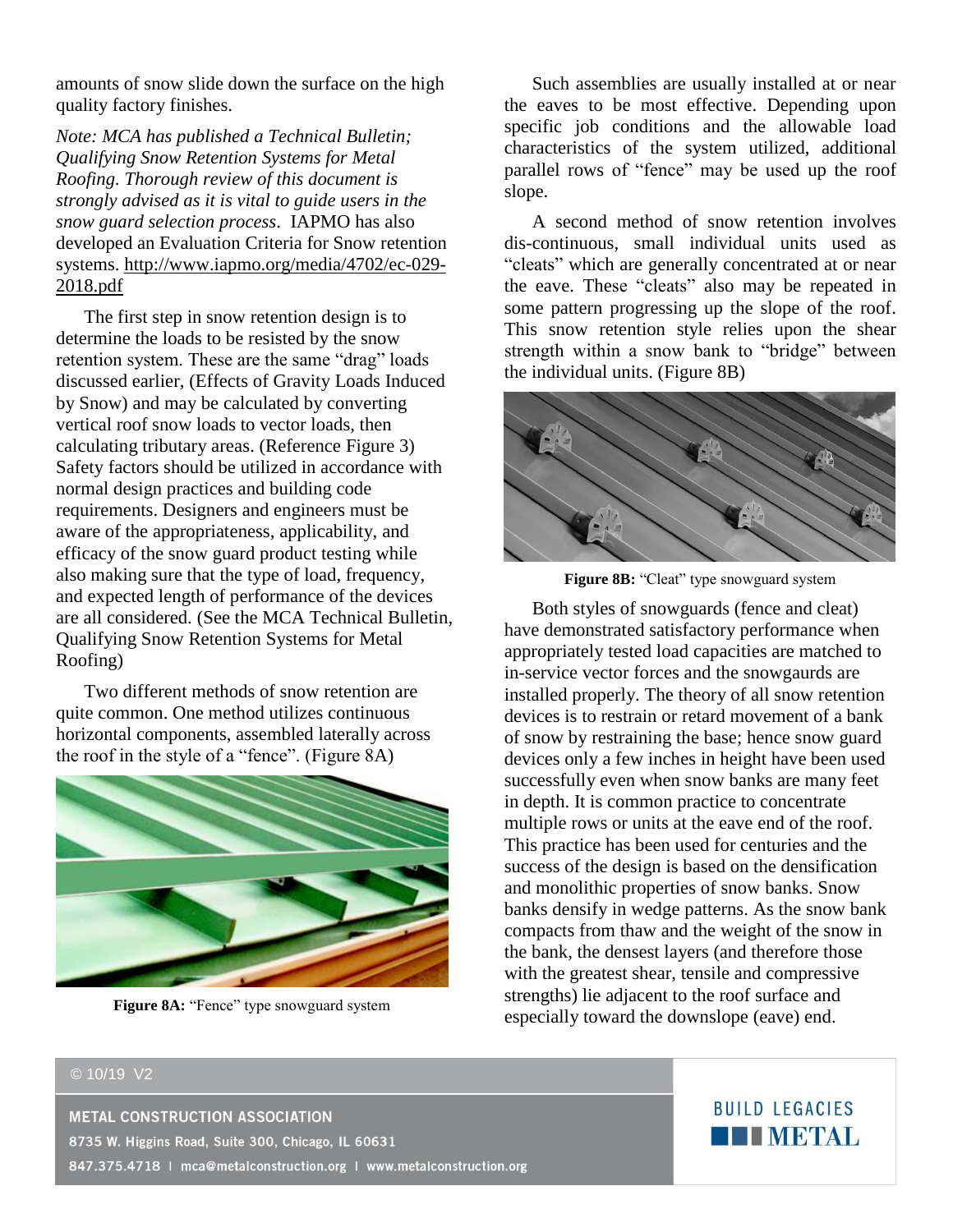amounts of snow slide down the surface on the high quality factory finishes.

*Note: MCA has published a Technical Bulletin; Qualifying Snow Retention Systems for Metal Roofing. Thorough review of this document is strongly advised as it is vital to guide users in the snow guard selection process.* IAPMO has also developed an Evaluation Criteria for Snow retention systems. http://www.iapmo.org/media/4702/ec-029-2018.pdf

The first step in snow retention design is to determine the loads to be resisted by the snow retention system. These are the same "drag" loads discussed earlier, (Effects of Gravity Loads Induced by Snow) and may be calculated by converting vertical roof snow loads to vector loads, then calculating tributary areas. (Reference Figure 3) Safety factors should be utilized in accordance with normal design practices and building code requirements. Designers and engineers must be aware of the appropriateness, applicability, and efficacy of the snow guard product testing while also making sure that the type of load, frequency, and expected length of performance of the devices are all considered. (See the MCA Technical Bulletin, Qualifying Snow Retention Systems for Metal Roofing)

Two different methods of snow retention are quite common. One method utilizes continuous horizontal components, assembled laterally across the roof in the style of a "fence". (Figure 8A)

**Figure 8A:** "Fence" type snowguard system

Such assemblies are usually installed at or near the eaves to be most effective. Depending upon specific job conditions and the allowable load characteristics of the system utilized, additional parallel rows of "fence" may be used up the roof slope.

A second method of snow retention involves dis-continuous, small individual units used as "cleats" which are generally concentrated at or near the eave. These "cleats" also may be repeated in some pattern progressing up the slope of the roof. This snow retention style relies upon the shear strength within a snow bank to "bridge" between the individual units. (Figure 8B)

**Figure 8B:** "Cleat" type snowguard system

Both styles of snowguards (fence and cleat) have demonstrated satisfactory performance when appropriately tested load capacities are matched to in-service vector forces and the snowgaurds are installed properly. The theory of all snow retention devices is to restrain or retard movement of a bank of snow by restraining the base; hence snow guard devices only a few inches in height have been used successfully even when snow banks are many feet in depth. It is common practice to concentrate multiple rows or units at the eave end of the roof. This practice has been used for centuries and the success of the design is based on the densification and monolithic properties of snow banks. Snow banks densify in wedge patterns. As the snow bank compacts from thaw and the weight of the snow in the bank, the densest layers (and therefore those with the greatest shear, tensile and compressive strengths) lie adjacent to the roof surface and especially toward the downslope (eave) end.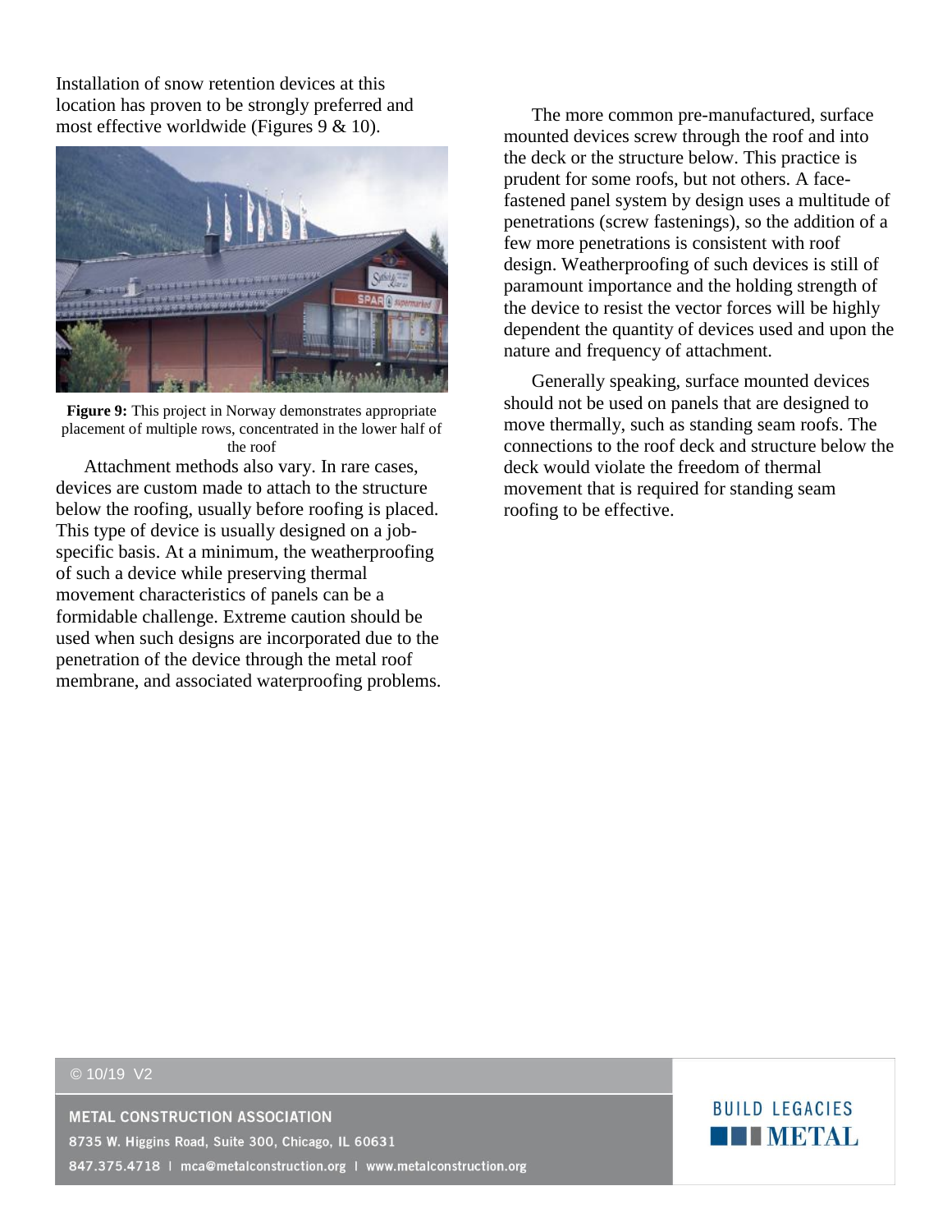Installation of snow retention devices at this location has proven to be strongly preferred and most effective worldwide (Figures 9 & 10).

**Figure 9:** This project in Norway demonstrates appropriate placement of multiple rows, concentrated in the lower half of the roof

Attachment methods also vary. In rare cases, devices are custom made to attach to the structure below the roofing, usually before roofing is placed. This type of device is usually designed on a job-specific basis. At a minimum, the weatherproofing of such a device while preserving thermal movement characteristics of panels can be a formidable challenge. Extreme caution should be used when such designs are incorporated due to the penetration of the device through the metal roof membrane, and associated waterproofing problems.

The more common pre-manufactured, surface mounted devices screw through the roof and into the deck or the structure below. This practice is prudent for some roofs, but not others. A face-fastened panel system by design uses a multitude of penetrations (screw fastenings), so the addition of a few more penetrations is consistent with roof design. Weatherproofing of such devices is still of paramount importance and the holding strength of the device to resist the vector forces will be highly dependent the quantity of devices used and upon the nature and frequency of attachment.

Generally speaking, surface mounted devices should not be used on panels that are designed to move thermally, such as standing seam roofs. The connections to the roof deck and structure below the deck would violate the freedom of thermal movement that is required for standing seam roofing to be effective.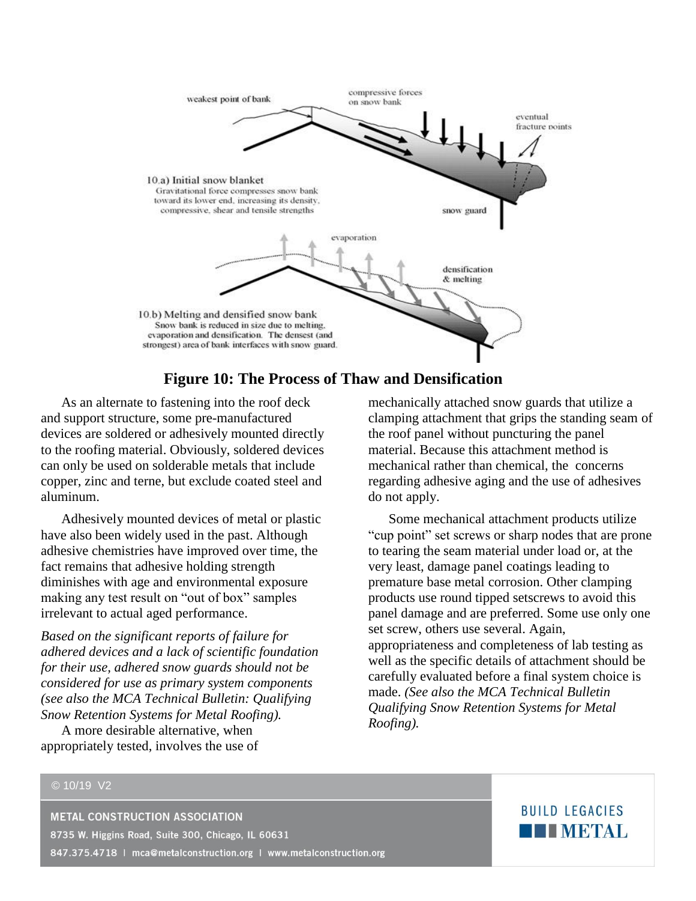**Figure 10: The Process of Thaw and Densification**

As an alternate to fastening into the roof deck and support structure, some pre-manufactured devices are soldered or adhesively mounted directly to the roofing material. Obviously, soldered devices can only be used on solderable metals that include copper, zinc and terne, but exclude coated steel and aluminum.

Adhesively mounted devices of metal or plastic have also been widely used in the past. Although adhesive chemistries have improved over time, the fact remains that adhesive holding strength diminishes with age and environmental exposure making any test result on "out of box" samples irrelevant to actual aged performance.

*Based on the significant reports of failure for adhered devices and a lack of scientific foundation for their use, adhered snow guards should not be considered for use as primary system components (see also the MCA Technical Bulletin: Qualifying Snow Retention Systems for Metal Roofing).*

A more desirable alternative, when appropriately tested, involves the use of mechanically attached snow guards that utilize a clamping attachment that grips the standing seam of the roof panel without puncturing the panel material. Because this attachment method is mechanical rather than chemical, the concerns regarding adhesive aging and the use of adhesives do not apply.

Some mechanical attachment products utilize "cup point" set screws or sharp nodes that are prone to tearing the seam material under load or, at the very least, damage panel coatings leading to premature base metal corrosion. Other clamping products use round tipped setscrews to avoid this panel damage and are preferred. Some use only one set screw, others use several. Again, appropriateness and completeness of lab testing as well as the specific details of attachment should be carefully evaluated before a final system choice is made. *(See also the MCA Technical Bulletin Qualifying Snow Retention Systems for Metal Roofing).*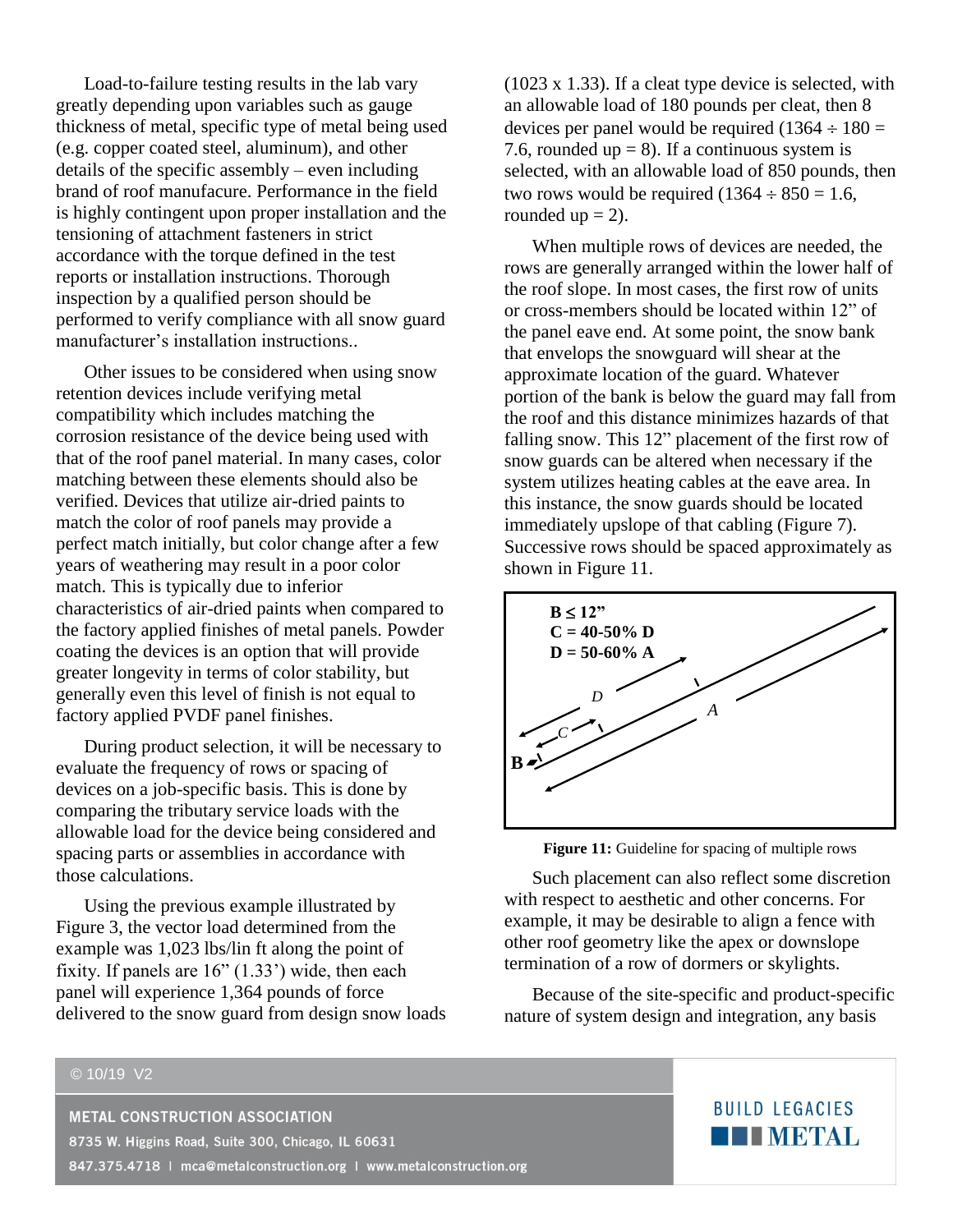Load-to-failure testing results in the lab vary greatly depending upon variables such as gauge thickness of metal, specific type of metal being used (e.g. copper coated steel, aluminum), and other details of the specific assembly – even including brand of roof manufacure. Performance in the field is highly contingent upon proper installation and the tensioning of attachment fasteners in strict accordance with the torque defined in the test reports or installation instructions. Thorough inspection by a qualified person should be performed to verify compliance with all snow guard manufacturer's installation instructions..

Other issues to be considered when using snow retention devices include verifying metal compatibility which includes matching the corrosion resistance of the device being used with that of the roof panel material. In many cases, color matching between these elements should also be verified. Devices that utilize air-dried paints to match the color of roof panels may provide a perfect match initially, but color change after a few years of weathering may result in a poor color match. This is typically due to inferior characteristics of air-dried paints when compared to the factory applied finishes of metal panels. Powder coating the devices is an option that will provide greater longevity in terms of color stability, but generally even this level of finish is not equal to factory applied PVDF panel finishes.

During product selection, it will be necessary to evaluate the frequency of rows or spacing of devices on a job-specific basis. This is done by comparing the tributary service loads with the allowable load for the device being considered and spacing parts or assemblies in accordance with those calculations.

Using the previous example illustrated by Figure 3, the vector load determined from the example was 1,023 lbs/lin ft along the point of fixity. If panels are 16" (1.33') wide, then each panel will experience 1,364 pounds of force delivered to the snow guard from design snow loads (1023 x 1.33). If a cleat type device is selected, with an allowable load of 180 pounds per cleat, then 8 devices per panel would be required (1364 ÷ 180 = 7.6, rounded up = 8). If a continuous system is selected, with an allowable load of 850 pounds, then two rows would be required (1364 ÷ 850 = 1.6, rounded up = 2).

When multiple rows of devices are needed, the rows are generally arranged within the lower half of the roof slope. In most cases, the first row of units or cross-members should be located within 12" of the panel eave end. At some point, the snow bank that envelops the snowguard will shear at the approximate location of the guard. Whatever portion of the bank is below the guard may fall from the roof and this distance minimizes hazards of that falling snow. This 12" placement of the first row of snow guards can be altered when necessary if the system utilizes heating cables at the eave area. In this instance, the snow guards should be located immediately upslope of that cabling (Figure 7). Successive rows should be spaced approximately as shown in Figure 11.

**B ≤ 12"**
**C = 40-50% D**
**D = 50-60% A**

**Figure 11:** Guideline for spacing of multiple rows

Such placement can also reflect some discretion with respect to aesthetic and other concerns. For example, it may be desirable to align a fence with other roof geometry like the apex or downslope termination of a row of dormers or skylights.

Because of the site-specific and product-specific nature of system design and integration, any basis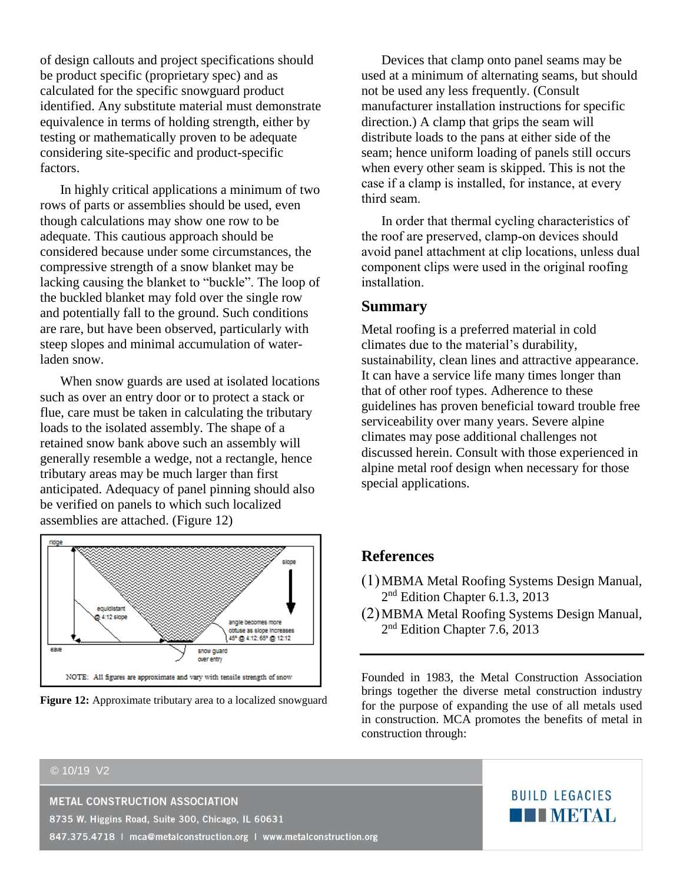of design callouts and project specifications should be product specific (proprietary spec) and as calculated for the specific snowguard product identified. Any substitute material must demonstrate equivalence in terms of holding strength, either by testing or mathematically proven to be adequate considering site-specific and product-specific factors.

In highly critical applications a minimum of two rows of parts or assemblies should be used, even though calculations may show one row to be adequate. This cautious approach should be considered because under some circumstances, the compressive strength of a snow blanket may be lacking causing the blanket to "buckle". The loop of the buckled blanket may fold over the single row and potentially fall to the ground. Such conditions are rare, but have been observed, particularly with steep slopes and minimal accumulation of water-laden snow.

When snow guards are used at isolated locations such as over an entry door or to protect a stack or flue, care must be taken in calculating the tributary loads to the isolated assembly. The shape of a retained snow bank above such an assembly will generally resemble a wedge, not a rectangle, hence tributary areas may be much larger than first anticipated. Adequacy of panel pinning should also be verified on panels to which such localized assemblies are attached. (Figure 12)

ridge | slope | equidistant @ 4:12 slope | angle becomes more obtuse as slope increases 45° @ 4:12; 65° @ 12:12 | eave | snow guard over entry

NOTE: All figures are approximate and vary with tensile strength of snow

**Figure 12:** Approximate tributary area to a localized snowguard

Devices that clamp onto panel seams may be used at a minimum of alternating seams, but should not be used any less frequently. (Consult manufacturer installation instructions for specific direction.) A clamp that grips the seam will distribute loads to the pans at either side of the seam; hence uniform loading of panels still occurs when every other seam is skipped. This is not the case if a clamp is installed, for instance, at every third seam.

In order that thermal cycling characteristics of the roof are preserved, clamp-on devices should avoid panel attachment at clip locations, unless dual component clips were used in the original roofing installation.

## Summary

Metal roofing is a preferred material in cold climates due to the material's durability, sustainability, clean lines and attractive appearance. It can have a service life many times longer than that of other roof types. Adherence to these guidelines has proven beneficial toward trouble free serviceability over many years. Severe alpine climates may pose additional challenges not discussed herein. Consult with those experienced in alpine metal roof design when necessary for those special applications.

## References

(1) MBMA Metal Roofing Systems Design Manual, 2nd Edition Chapter 6.1.3, 2013

(2) MBMA Metal Roofing Systems Design Manual, 2nd Edition Chapter 7.6, 2013

---

Founded in 1983, the Metal Construction Association brings together the diverse metal construction industry for the purpose of expanding the use of all metals used in construction. MCA promotes the benefits of metal in construction through:

© 10/19 V2

**METAL CONSTRUCTION ASSOCIATION**
8735 W. Higgins Road, Suite 300, Chicago, IL 60631
847.375.4718 | mca@metalconstruction.org | www.metalconstruction.org

BUILD LEGACIES METAL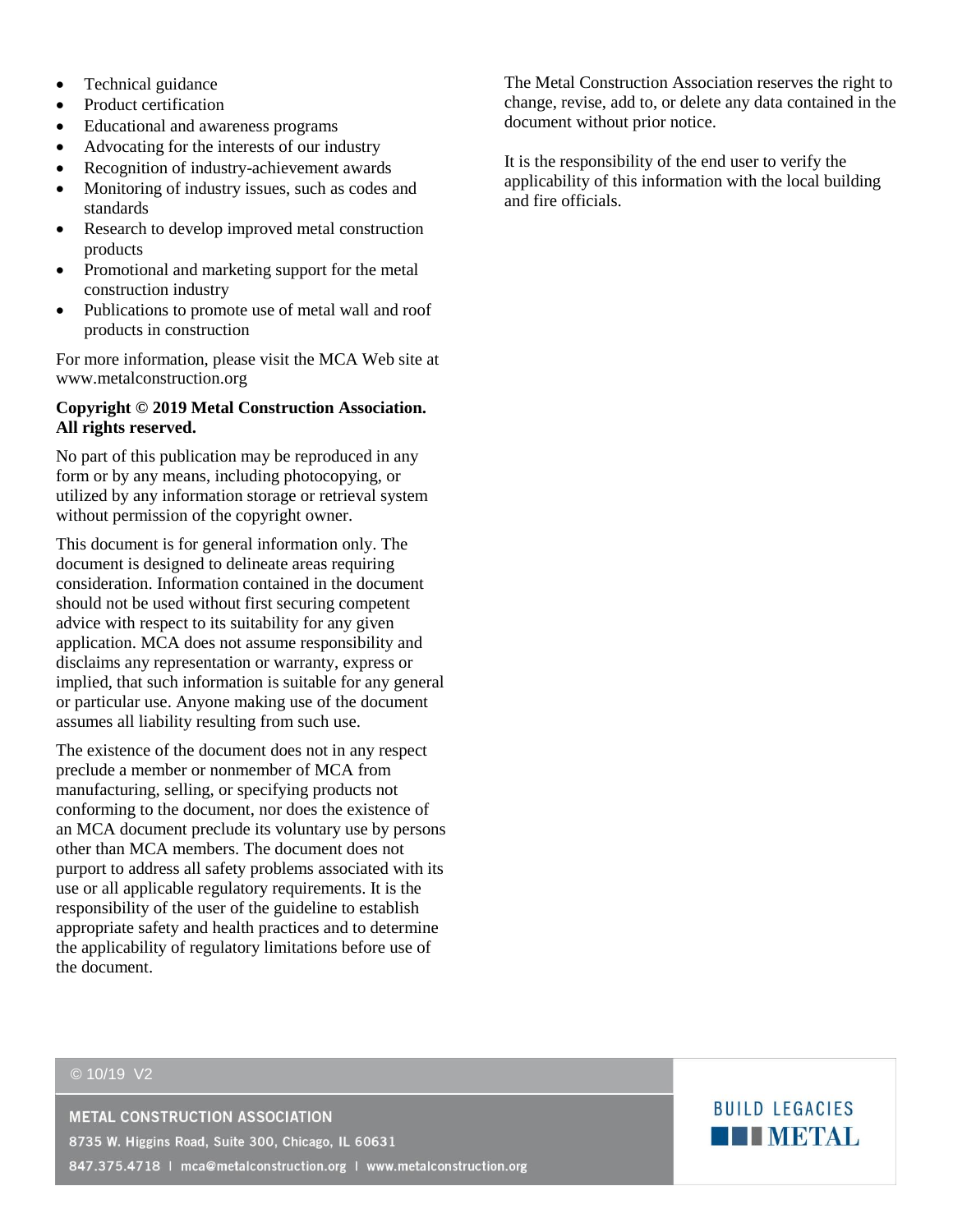- Technical guidance
- Product certification
- Educational and awareness programs
- Advocating for the interests of our industry
- Recognition of industry-achievement awards
- Monitoring of industry issues, such as codes and standards
- Research to develop improved metal construction products
- Promotional and marketing support for the metal construction industry
- Publications to promote use of metal wall and roof products in construction

For more information, please visit the MCA Web site at www.metalconstruction.org

**Copyright © 2019 Metal Construction Association. All rights reserved.**

No part of this publication may be reproduced in any form or by any means, including photocopying, or utilized by any information storage or retrieval system without permission of the copyright owner.

This document is for general information only. The document is designed to delineate areas requiring consideration. Information contained in the document should not be used without first securing competent advice with respect to its suitability for any given application. MCA does not assume responsibility and disclaims any representation or warranty, express or implied, that such information is suitable for any general or particular use. Anyone making use of the document assumes all liability resulting from such use.

The existence of the document does not in any respect preclude a member or nonmember of MCA from manufacturing, selling, or specifying products not conforming to the document, nor does the existence of an MCA document preclude its voluntary use by persons other than MCA members. The document does not purport to address all safety problems associated with its use or all applicable regulatory requirements. It is the responsibility of the user of the guideline to establish appropriate safety and health practices and to determine the applicability of regulatory limitations before use of the document.

The Metal Construction Association reserves the right to change, revise, add to, or delete any data contained in the document without prior notice.

It is the responsibility of the end user to verify the applicability of this information with the local building and fire officials.

© 10/19 V2

METAL CONSTRUCTION ASSOCIATION
8735 W. Higgins Road, Suite 300, Chicago, IL 60631
847.375.4718 | mca@metalconstruction.org | www.metalconstruction.org

BUILD LEGACIES METAL